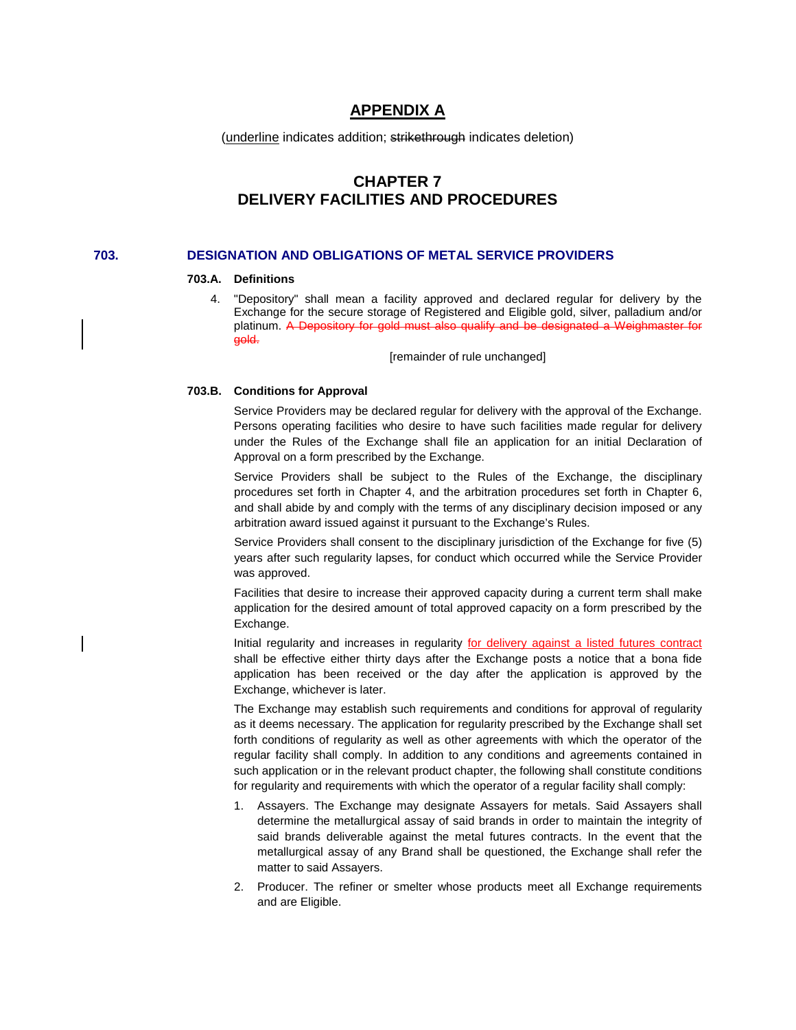# APPENDIX A

(<u>underline</u> indicates addition; ~~strikethrough~~ indicates deletion)

## CHAPTER 7
## DELIVERY FACILITIES AND PROCEDURES

### 703. DESIGNATION AND OBLIGATIONS OF METAL SERVICE PROVIDERS

**703.A. Definitions**

4. "Depository" shall mean a facility approved and declared regular for delivery by the Exchange for the secure storage of Registered and Eligible gold, silver, palladium and/or platinum. ~~A Depository for gold must also qualify and be designated a Weighmaster for gold.~~

[remainder of rule unchanged]

**703.B. Conditions for Approval**

Service Providers may be declared regular for delivery with the approval of the Exchange. Persons operating facilities who desire to have such facilities made regular for delivery under the Rules of the Exchange shall file an application for an initial Declaration of Approval on a form prescribed by the Exchange.

Service Providers shall be subject to the Rules of the Exchange, the disciplinary procedures set forth in Chapter 4, and the arbitration procedures set forth in Chapter 6, and shall abide by and comply with the terms of any disciplinary decision imposed or any arbitration award issued against it pursuant to the Exchange's Rules.

Service Providers shall consent to the disciplinary jurisdiction of the Exchange for five (5) years after such regularity lapses, for conduct which occurred while the Service Provider was approved.

Facilities that desire to increase their approved capacity during a current term shall make application for the desired amount of total approved capacity on a form prescribed by the Exchange.

Initial regularity and increases in regularity <u>for delivery against a listed futures contract</u> shall be effective either thirty days after the Exchange posts a notice that a bona fide application has been received or the day after the application is approved by the Exchange, whichever is later.

The Exchange may establish such requirements and conditions for approval of regularity as it deems necessary. The application for regularity prescribed by the Exchange shall set forth conditions of regularity as well as other agreements with which the operator of the regular facility shall comply. In addition to any conditions and agreements contained in such application or in the relevant product chapter, the following shall constitute conditions for regularity and requirements with which the operator of a regular facility shall comply:

1. Assayers. The Exchange may designate Assayers for metals. Said Assayers shall determine the metallurgical assay of said brands in order to maintain the integrity of said brands deliverable against the metal futures contracts. In the event that the metallurgical assay of any Brand shall be questioned, the Exchange shall refer the matter to said Assayers.
2. Producer. The refiner or smelter whose products meet all Exchange requirements and are Eligible.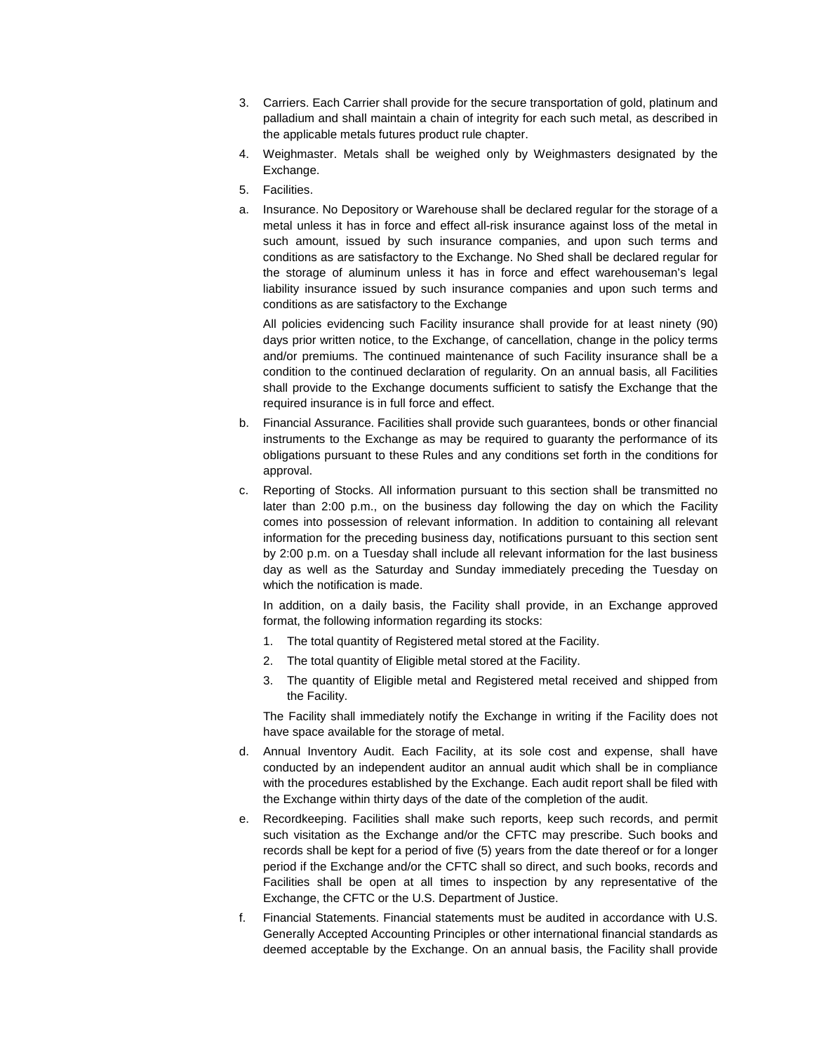3. Carriers. Each Carrier shall provide for the secure transportation of gold, platinum and palladium and shall maintain a chain of integrity for each such metal, as described in the applicable metals futures product rule chapter.
4. Weighmaster. Metals shall be weighed only by Weighmasters designated by the Exchange.
5. Facilities.

a. Insurance. No Depository or Warehouse shall be declared regular for the storage of a metal unless it has in force and effect all-risk insurance against loss of the metal in such amount, issued by such insurance companies, and upon such terms and conditions as are satisfactory to the Exchange. No Shed shall be declared regular for the storage of aluminum unless it has in force and effect warehouseman's legal liability insurance issued by such insurance companies and upon such terms and conditions as are satisfactory to the Exchange

   All policies evidencing such Facility insurance shall provide for at least ninety (90) days prior written notice, to the Exchange, of cancellation, change in the policy terms and/or premiums. The continued maintenance of such Facility insurance shall be a condition to the continued declaration of regularity. On an annual basis, all Facilities shall provide to the Exchange documents sufficient to satisfy the Exchange that the required insurance is in full force and effect.

b. Financial Assurance. Facilities shall provide such guarantees, bonds or other financial instruments to the Exchange as may be required to guaranty the performance of its obligations pursuant to these Rules and any conditions set forth in the conditions for approval.

c. Reporting of Stocks. All information pursuant to this section shall be transmitted no later than 2:00 p.m., on the business day following the day on which the Facility comes into possession of relevant information. In addition to containing all relevant information for the preceding business day, notifications pursuant to this section sent by 2:00 p.m. on a Tuesday shall include all relevant information for the last business day as well as the Saturday and Sunday immediately preceding the Tuesday on which the notification is made.

   In addition, on a daily basis, the Facility shall provide, in an Exchange approved format, the following information regarding its stocks:

   1. The total quantity of Registered metal stored at the Facility.
   2. The total quantity of Eligible metal stored at the Facility.
   3. The quantity of Eligible metal and Registered metal received and shipped from the Facility.

   The Facility shall immediately notify the Exchange in writing if the Facility does not have space available for the storage of metal.

d. Annual Inventory Audit. Each Facility, at its sole cost and expense, shall have conducted by an independent auditor an annual audit which shall be in compliance with the procedures established by the Exchange. Each audit report shall be filed with the Exchange within thirty days of the date of the completion of the audit.

e. Recordkeeping. Facilities shall make such reports, keep such records, and permit such visitation as the Exchange and/or the CFTC may prescribe. Such books and records shall be kept for a period of five (5) years from the date thereof or for a longer period if the Exchange and/or the CFTC shall so direct, and such books, records and Facilities shall be open at all times to inspection by any representative of the Exchange, the CFTC or the U.S. Department of Justice.

f. Financial Statements. Financial statements must be audited in accordance with U.S. Generally Accepted Accounting Principles or other international financial standards as deemed acceptable by the Exchange. On an annual basis, the Facility shall provide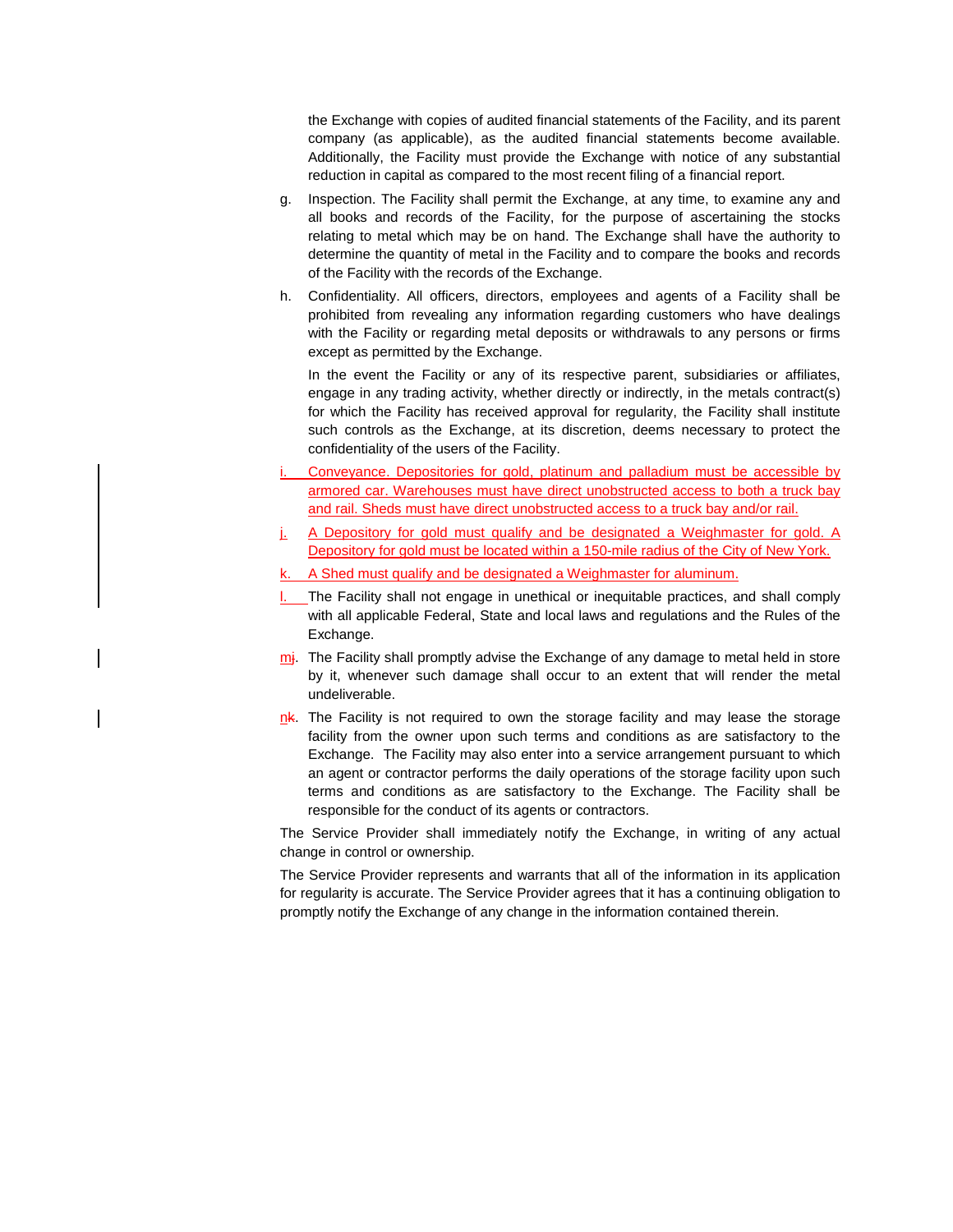the Exchange with copies of audited financial statements of the Facility, and its parent company (as applicable), as the audited financial statements become available. Additionally, the Facility must provide the Exchange with notice of any substantial reduction in capital as compared to the most recent filing of a financial report.

g. Inspection. The Facility shall permit the Exchange, at any time, to examine any and all books and records of the Facility, for the purpose of ascertaining the stocks relating to metal which may be on hand. The Exchange shall have the authority to determine the quantity of metal in the Facility and to compare the books and records of the Facility with the records of the Exchange.

h. Confidentiality. All officers, directors, employees and agents of a Facility shall be prohibited from revealing any information regarding customers who have dealings with the Facility or regarding metal deposits or withdrawals to any persons or firms except as permitted by the Exchange.

   In the event the Facility or any of its respective parent, subsidiaries or affiliates, engage in any trading activity, whether directly or indirectly, in the metals contract(s) for which the Facility has received approval for regularity, the Facility shall institute such controls as the Exchange, at its discretion, deems necessary to protect the confidentiality of the users of the Facility.

i. Conveyance. Depositories for gold, platinum and palladium must be accessible by armored car. Warehouses must have direct unobstructed access to both a truck bay and rail. Sheds must have direct unobstructed access to a truck bay and/or rail.

j. A Depository for gold must qualify and be designated a Weighmaster for gold. A Depository for gold must be located within a 150-mile radius of the City of New York.

k. A Shed must qualify and be designated a Weighmaster for aluminum.

l. The Facility shall not engage in unethical or inequitable practices, and shall comply with all applicable Federal, State and local laws and regulations and the Rules of the Exchange.

mj. The Facility shall promptly advise the Exchange of any damage to metal held in store by it, whenever such damage shall occur to an extent that will render the metal undeliverable.

nk. The Facility is not required to own the storage facility and may lease the storage facility from the owner upon such terms and conditions as are satisfactory to the Exchange. The Facility may also enter into a service arrangement pursuant to which an agent or contractor performs the daily operations of the storage facility upon such terms and conditions as are satisfactory to the Exchange. The Facility shall be responsible for the conduct of its agents or contractors.

The Service Provider shall immediately notify the Exchange, in writing of any actual change in control or ownership.

The Service Provider represents and warrants that all of the information in its application for regularity is accurate. The Service Provider agrees that it has a continuing obligation to promptly notify the Exchange of any change in the information contained therein.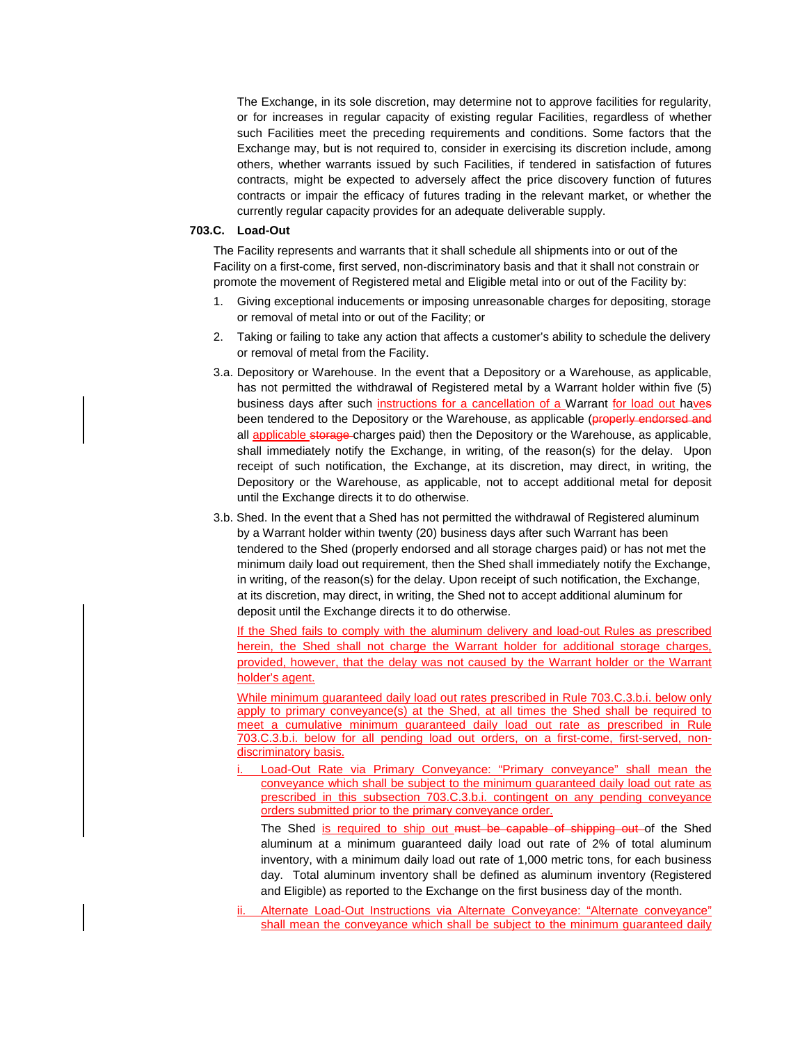The Exchange, in its sole discretion, may determine not to approve facilities for regularity, or for increases in regular capacity of existing regular Facilities, regardless of whether such Facilities meet the preceding requirements and conditions. Some factors that the Exchange may, but is not required to, consider in exercising its discretion include, among others, whether warrants issued by such Facilities, if tendered in satisfaction of futures contracts, might be expected to adversely affect the price discovery function of futures contracts or impair the efficacy of futures trading in the relevant market, or whether the currently regular capacity provides for an adequate deliverable supply.

**703.C. Load-Out**

The Facility represents and warrants that it shall schedule all shipments into or out of the Facility on a first-come, first served, non-discriminatory basis and that it shall not constrain or promote the movement of Registered metal and Eligible metal into or out of the Facility by:

1. Giving exceptional inducements or imposing unreasonable charges for depositing, storage or removal of metal into or out of the Facility; or

2. Taking or failing to take any action that affects a customer's ability to schedule the delivery or removal of metal from the Facility.

3.a. Depository or Warehouse. In the event that a Depository or a Warehouse, as applicable, has not permitted the withdrawal of Registered metal by a Warrant holder within five (5) business days after such <u>instructions for a cancellation of a</u> Warrant <u>for load out</u> ha~~ves~~ been tendered to the Depository or the Warehouse, as applicable (~~properly endorsed and~~ all <u>applicable</u> ~~storage~~ charges paid) then the Depository or the Warehouse, as applicable, shall immediately notify the Exchange, in writing, of the reason(s) for the delay. Upon receipt of such notification, the Exchange, at its discretion, may direct, in writing, the Depository or the Warehouse, as applicable, not to accept additional metal for deposit until the Exchange directs it to do otherwise.

3.b. Shed. In the event that a Shed has not permitted the withdrawal of Registered aluminum by a Warrant holder within twenty (20) business days after such Warrant has been tendered to the Shed (properly endorsed and all storage charges paid) or has not met the minimum daily load out requirement, then the Shed shall immediately notify the Exchange, in writing, of the reason(s) for the delay. Upon receipt of such notification, the Exchange, at its discretion, may direct, in writing, the Shed not to accept additional aluminum for deposit until the Exchange directs it to do otherwise.

<u>If the Shed fails to comply with the aluminum delivery and load-out Rules as prescribed herein, the Shed shall not charge the Warrant holder for additional storage charges, provided, however, that the delay was not caused by the Warrant holder or the Warrant holder's agent.</u>

<u>While minimum guaranteed daily load out rates prescribed in Rule 703.C.3.b.i. below only apply to primary conveyance(s) at the Shed, at all times the Shed shall be required to meet a cumulative minimum guaranteed daily load out rate as prescribed in Rule 703.C.3.b.i. below for all pending load out orders, on a first-come, first-served, non-discriminatory basis.</u>

<u>i. Load-Out Rate via Primary Conveyance: "Primary conveyance" shall mean the conveyance which shall be subject to the minimum guaranteed daily load out rate as prescribed in this subsection 703.C.3.b.i. contingent on any pending conveyance orders submitted prior to the primary conveyance order.</u>

The Shed <u>is required to ship out</u> ~~must be capable of shipping out~~ of the Shed aluminum at a minimum guaranteed daily load out rate of 2% of total aluminum inventory, with a minimum daily load out rate of 1,000 metric tons, for each business day. Total aluminum inventory shall be defined as aluminum inventory (Registered and Eligible) as reported to the Exchange on the first business day of the month.

<u>ii. Alternate Load-Out Instructions via Alternate Conveyance: "Alternate conveyance" shall mean the conveyance which shall be subject to the minimum guaranteed daily</u>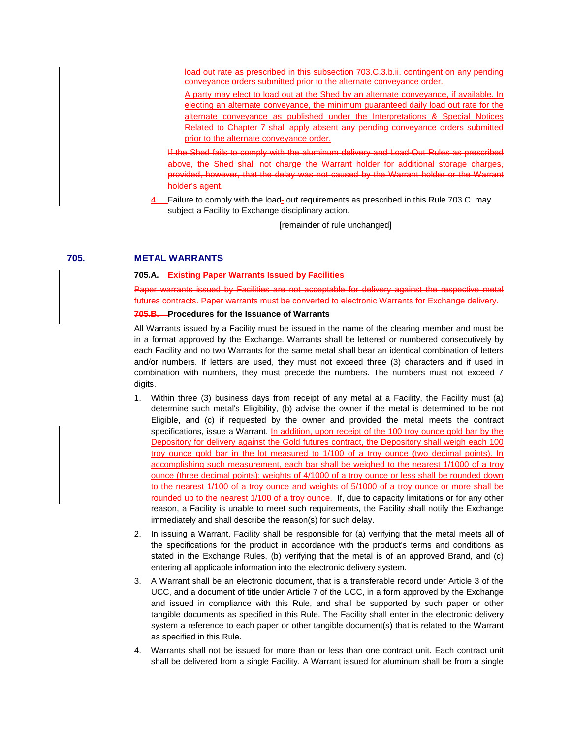load out rate as prescribed in this subsection 703.C.3.b.ii. contingent on any pending conveyance orders submitted prior to the alternate conveyance order.

A party may elect to load out at the Shed by an alternate conveyance, if available. In electing an alternate conveyance, the minimum guaranteed daily load out rate for the alternate conveyance as published under the Interpretations & Special Notices Related to Chapter 7 shall apply absent any pending conveyance orders submitted prior to the alternate conveyance order.

~~If the Shed fails to comply with the aluminum delivery and Load-Out Rules as prescribed above, the Shed shall not charge the Warrant holder for additional storage charges, provided, however, that the delay was not caused by the Warrant holder or the Warrant holder's agent.~~

4. Failure to comply with the load-out requirements as prescribed in this Rule 703.C. may subject a Facility to Exchange disciplinary action.

[remainder of rule unchanged]

## 705. METAL WARRANTS

**705.A. ~~Existing Paper Warrants Issued by Facilities~~**

~~Paper warrants issued by Facilities are not acceptable for delivery against the respective metal futures contracts. Paper warrants must be converted to electronic Warrants for Exchange delivery.~~

**~~705.B.~~ Procedures for the Issuance of Warrants**

All Warrants issued by a Facility must be issued in the name of the clearing member and must be in a format approved by the Exchange. Warrants shall be lettered or numbered consecutively by each Facility and no two Warrants for the same metal shall bear an identical combination of letters and/or numbers. If letters are used, they must not exceed three (3) characters and if used in combination with numbers, they must precede the numbers. The numbers must not exceed 7 digits.

1. Within three (3) business days from receipt of any metal at a Facility, the Facility must (a) determine such metal's Eligibility, (b) advise the owner if the metal is determined to be not Eligible, and (c) if requested by the owner and provided the metal meets the contract specifications, issue a Warrant. In addition, upon receipt of the 100 troy ounce gold bar by the Depository for delivery against the Gold futures contract, the Depository shall weigh each 100 troy ounce gold bar in the lot measured to 1/100 of a troy ounce (two decimal points). In accomplishing such measurement, each bar shall be weighed to the nearest 1/1000 of a troy ounce (three decimal points); weights of 4/1000 of a troy ounce or less shall be rounded down to the nearest 1/100 of a troy ounce and weights of 5/1000 of a troy ounce or more shall be rounded up to the nearest 1/100 of a troy ounce. If, due to capacity limitations or for any other reason, a Facility is unable to meet such requirements, the Facility shall notify the Exchange immediately and shall describe the reason(s) for such delay.
2. In issuing a Warrant, Facility shall be responsible for (a) verifying that the metal meets all of the specifications for the product in accordance with the product's terms and conditions as stated in the Exchange Rules, (b) verifying that the metal is of an approved Brand, and (c) entering all applicable information into the electronic delivery system.
3. A Warrant shall be an electronic document, that is a transferable record under Article 3 of the UCC, and a document of title under Article 7 of the UCC, in a form approved by the Exchange and issued in compliance with this Rule, and shall be supported by such paper or other tangible documents as specified in this Rule. The Facility shall enter in the electronic delivery system a reference to each paper or other tangible document(s) that is related to the Warrant as specified in this Rule.
4. Warrants shall not be issued for more than or less than one contract unit. Each contract unit shall be delivered from a single Facility. A Warrant issued for aluminum shall be from a single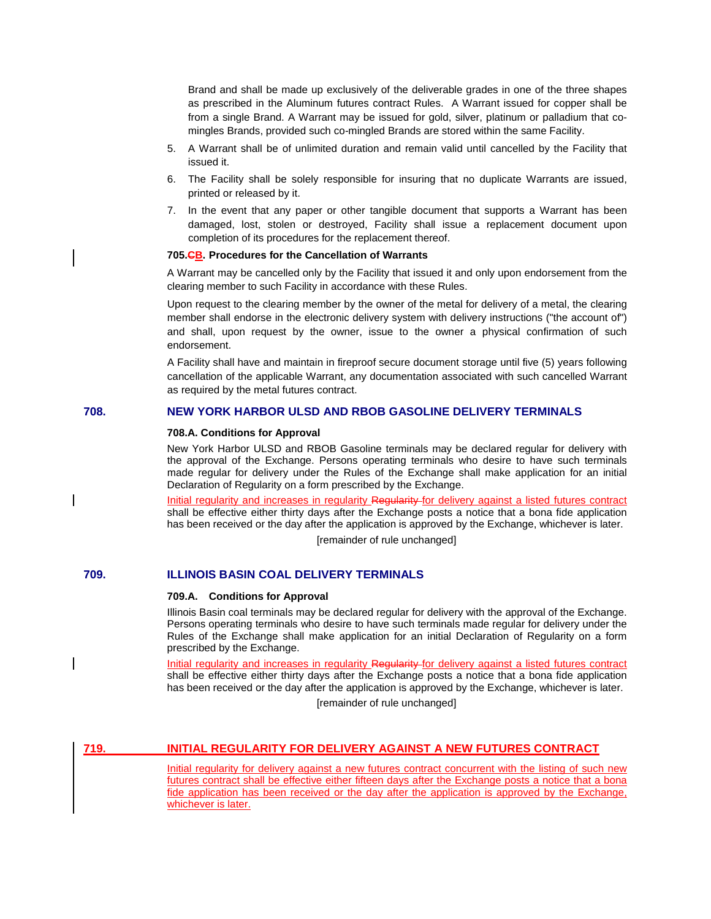Brand and shall be made up exclusively of the deliverable grades in one of the three shapes as prescribed in the Aluminum futures contract Rules. A Warrant issued for copper shall be from a single Brand. A Warrant may be issued for gold, silver, platinum or palladium that co-mingles Brands, provided such co-mingled Brands are stored within the same Facility.

5. A Warrant shall be of unlimited duration and remain valid until cancelled by the Facility that issued it.
6. The Facility shall be solely responsible for insuring that no duplicate Warrants are issued, printed or released by it.
7. In the event that any paper or other tangible document that supports a Warrant has been damaged, lost, stolen or destroyed, Facility shall issue a replacement document upon completion of its procedures for the replacement thereof.

**705.~~C~~B. Procedures for the Cancellation of Warrants**

A Warrant may be cancelled only by the Facility that issued it and only upon endorsement from the clearing member to such Facility in accordance with these Rules.

Upon request to the clearing member by the owner of the metal for delivery of a metal, the clearing member shall endorse in the electronic delivery system with delivery instructions ("the account of") and shall, upon request by the owner, issue to the owner a physical confirmation of such endorsement.

A Facility shall have and maintain in fireproof secure document storage until five (5) years following cancellation of the applicable Warrant, any documentation associated with such cancelled Warrant as required by the metal futures contract.

## 708. NEW YORK HARBOR ULSD AND RBOB GASOLINE DELIVERY TERMINALS

**708.A. Conditions for Approval**

New York Harbor ULSD and RBOB Gasoline terminals may be declared regular for delivery with the approval of the Exchange. Persons operating terminals who desire to have such terminals made regular for delivery under the Rules of the Exchange shall make application for an initial Declaration of Regularity on a form prescribed by the Exchange.

Initial regularity and increases in regularity ~~Regularity~~ for delivery against a listed futures contract shall be effective either thirty days after the Exchange posts a notice that a bona fide application has been received or the day after the application is approved by the Exchange, whichever is later.

[remainder of rule unchanged]

## 709. ILLINOIS BASIN COAL DELIVERY TERMINALS

**709.A. Conditions for Approval**

Illinois Basin coal terminals may be declared regular for delivery with the approval of the Exchange. Persons operating terminals who desire to have such terminals made regular for delivery under the Rules of the Exchange shall make application for an initial Declaration of Regularity on a form prescribed by the Exchange.

Initial regularity and increases in regularity ~~Regularity~~ for delivery against a listed futures contract shall be effective either thirty days after the Exchange posts a notice that a bona fide application has been received or the day after the application is approved by the Exchange, whichever is later.

[remainder of rule unchanged]

## 719. INITIAL REGULARITY FOR DELIVERY AGAINST A NEW FUTURES CONTRACT

Initial regularity for delivery against a new futures contract concurrent with the listing of such new futures contract shall be effective either fifteen days after the Exchange posts a notice that a bona fide application has been received or the day after the application is approved by the Exchange, whichever is later.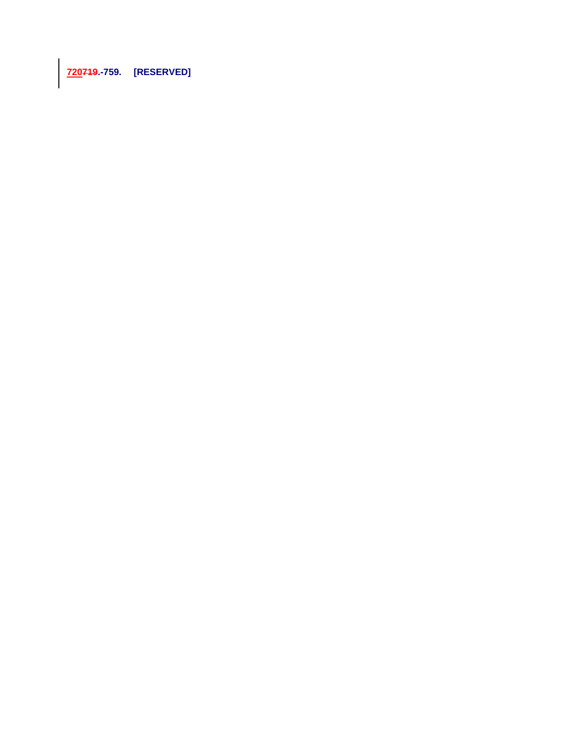**720719.-759. [RESERVED]**